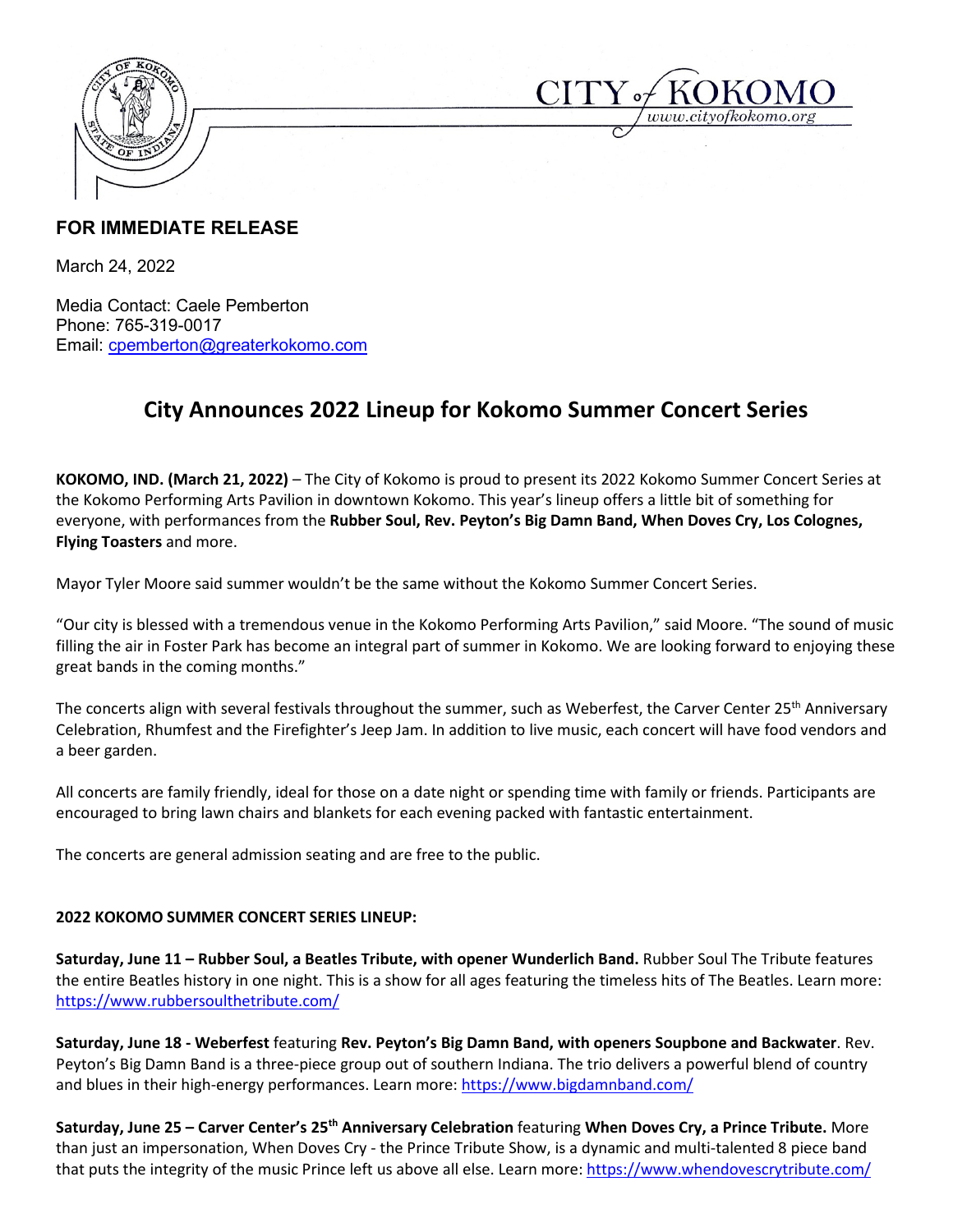CITY of KOKOMO
www.cityofkokomo.org

**FOR IMMEDIATE RELEASE**

March 24, 2022

Media Contact: Caele Pemberton
Phone: 765-319-0017
Email: cpemberton@greaterkokomo.com

# City Announces 2022 Lineup for Kokomo Summer Concert Series

**KOKOMO, IND. (March 21, 2022)** – The City of Kokomo is proud to present its 2022 Kokomo Summer Concert Series at the Kokomo Performing Arts Pavilion in downtown Kokomo. This year's lineup offers a little bit of something for everyone, with performances from the **Rubber Soul, Rev. Peyton's Big Damn Band, When Doves Cry, Los Colognes, Flying Toasters** and more.

Mayor Tyler Moore said summer wouldn't be the same without the Kokomo Summer Concert Series.

"Our city is blessed with a tremendous venue in the Kokomo Performing Arts Pavilion," said Moore. "The sound of music filling the air in Foster Park has become an integral part of summer in Kokomo. We are looking forward to enjoying these great bands in the coming months."

The concerts align with several festivals throughout the summer, such as Weberfest, the Carver Center 25th Anniversary Celebration, Rhumfest and the Firefighter's Jeep Jam. In addition to live music, each concert will have food vendors and a beer garden.

All concerts are family friendly, ideal for those on a date night or spending time with family or friends. Participants are encouraged to bring lawn chairs and blankets for each evening packed with fantastic entertainment.

The concerts are general admission seating and are free to the public.

**2022 KOKOMO SUMMER CONCERT SERIES LINEUP:**

**Saturday, June 11 – Rubber Soul, a Beatles Tribute, with opener Wunderlich Band.** Rubber Soul The Tribute features the entire Beatles history in one night. This is a show for all ages featuring the timeless hits of The Beatles. Learn more: https://www.rubbersoulthetribute.com/

**Saturday, June 18 - Weberfest** featuring **Rev. Peyton's Big Damn Band, with openers Soupbone and Backwater**. Rev. Peyton's Big Damn Band is a three-piece group out of southern Indiana. The trio delivers a powerful blend of country and blues in their high-energy performances. Learn more: https://www.bigdamnband.com/

**Saturday, June 25 – Carver Center's 25th Anniversary Celebration** featuring **When Doves Cry, a Prince Tribute.** More than just an impersonation, When Doves Cry - the Prince Tribute Show, is a dynamic and multi-talented 8 piece band that puts the integrity of the music Prince left us above all else. Learn more: https://www.whendovescrytribute.com/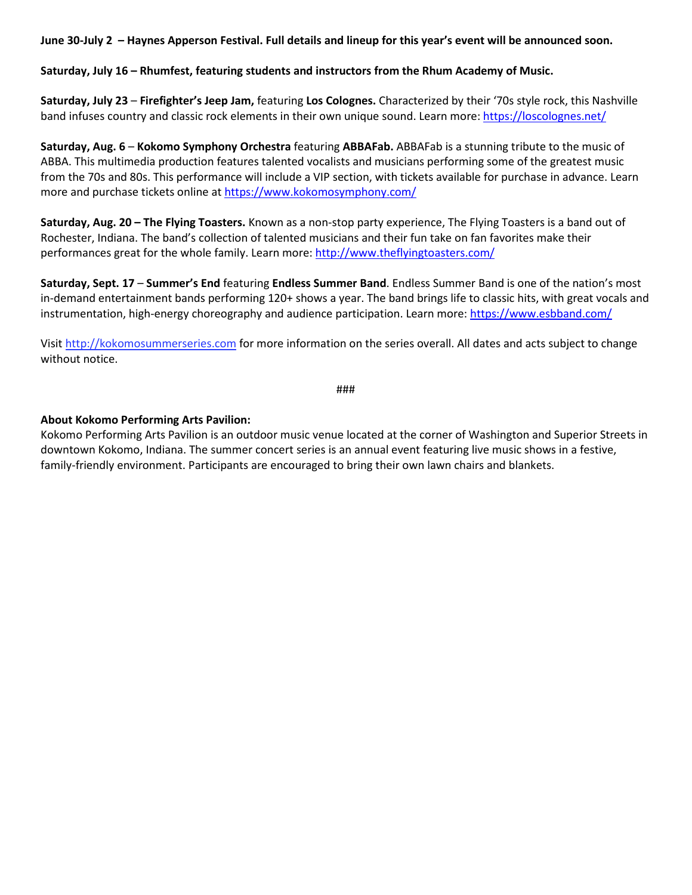**June 30-July 2 – Haynes Apperson Festival. Full details and lineup for this year's event will be announced soon.**

**Saturday, July 16 – Rhumfest, featuring students and instructors from the Rhum Academy of Music.**

**Saturday, July 23** – **Firefighter's Jeep Jam,** featuring **Los Colognes.** Characterized by their '70s style rock, this Nashville band infuses country and classic rock elements in their own unique sound. Learn more: https://loscolognes.net/

**Saturday, Aug. 6** – **Kokomo Symphony Orchestra** featuring **ABBAFab.** ABBAFab is a stunning tribute to the music of ABBA. This multimedia production features talented vocalists and musicians performing some of the greatest music from the 70s and 80s. This performance will include a VIP section, with tickets available for purchase in advance. Learn more and purchase tickets online at https://www.kokomosymphony.com/

**Saturday, Aug. 20 – The Flying Toasters.** Known as a non-stop party experience, The Flying Toasters is a band out of Rochester, Indiana. The band's collection of talented musicians and their fun take on fan favorites make their performances great for the whole family. Learn more: http://www.theflyingtoasters.com/

**Saturday, Sept. 17** – **Summer's End** featuring **Endless Summer Band**. Endless Summer Band is one of the nation's most in-demand entertainment bands performing 120+ shows a year. The band brings life to classic hits, with great vocals and instrumentation, high-energy choreography and audience participation. Learn more: https://www.esbband.com/

Visit http://kokomosummerseries.com for more information on the series overall. All dates and acts subject to change without notice.

###

**About Kokomo Performing Arts Pavilion:**
Kokomo Performing Arts Pavilion is an outdoor music venue located at the corner of Washington and Superior Streets in downtown Kokomo, Indiana. The summer concert series is an annual event featuring live music shows in a festive, family-friendly environment. Participants are encouraged to bring their own lawn chairs and blankets.